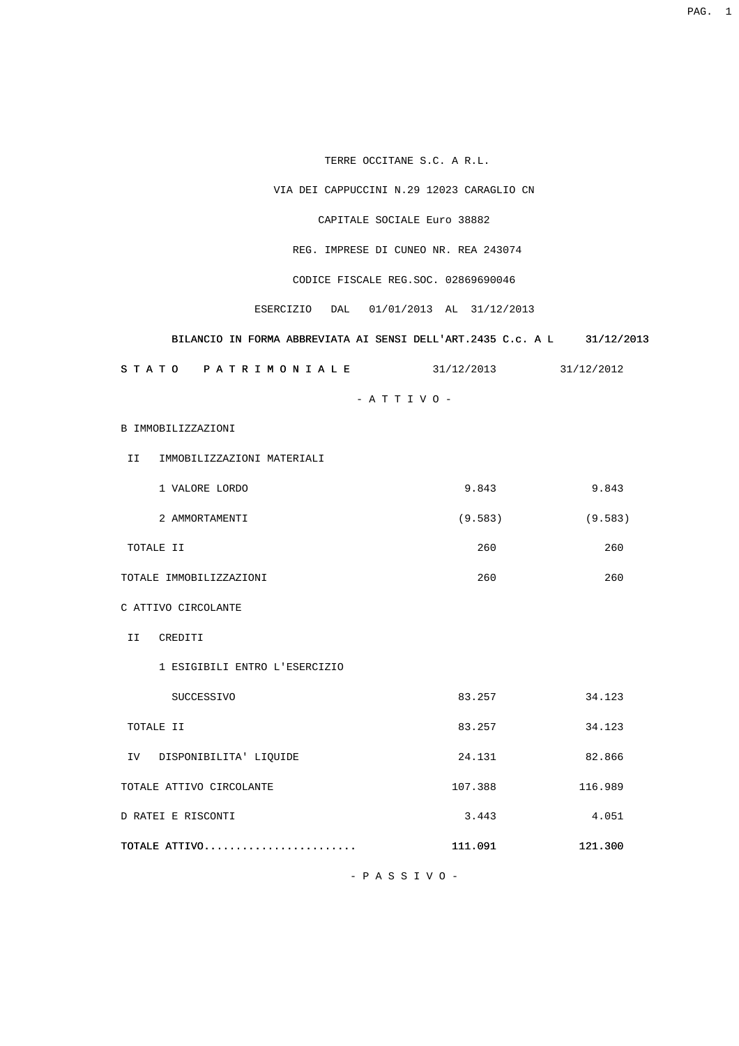TERRE OCCITANE S.C. A R.L.

VIA DEI CAPPUCCINI N.29 12023 CARAGLIO CN

CAPITALE SOCIALE Euro 38882

REG. IMPRESE DI CUNEO NR. REA 243074

CODICE FISCALE REG.SOC. 02869690046

ESERCIZIO DAL 01/01/2013 AL 31/12/2013

**BILANCIO IN FORMA ABBREVIATA AI SENSI DELL'ART.2435 C.c. A L 31/12/2013**

| **S T A T O P A T R I M O N I A L E** | 31/12/2013 | 31/12/2012 |
|---|---|---|
| - A T T I V O - | | |
| B IMMOBILIZZAZIONI | | |
| II IMMOBILIZZAZIONI MATERIALI | | |
| 1 VALORE LORDO | 9.843 | 9.843 |
| 2 AMMORTAMENTI | (9.583) | (9.583) |
| TOTALE II | 260 | 260 |
| TOTALE IMMOBILIZZAZIONI | 260 | 260 |
| C ATTIVO CIRCOLANTE | | |
| II CREDITI | | |
| 1 ESIGIBILI ENTRO L'ESERCIZIO SUCCESSIVO | 83.257 | 34.123 |
| TOTALE II | 83.257 | 34.123 |
| IV DISPONIBILITA' LIQUIDE | 24.131 | 82.866 |
| TOTALE ATTIVO CIRCOLANTE | 107.388 | 116.989 |
| D RATEI E RISCONTI | 3.443 | 4.051 |
| **TOTALE ATTIVO........................** | **111.091** | **121.300** |

- P A S S I V O -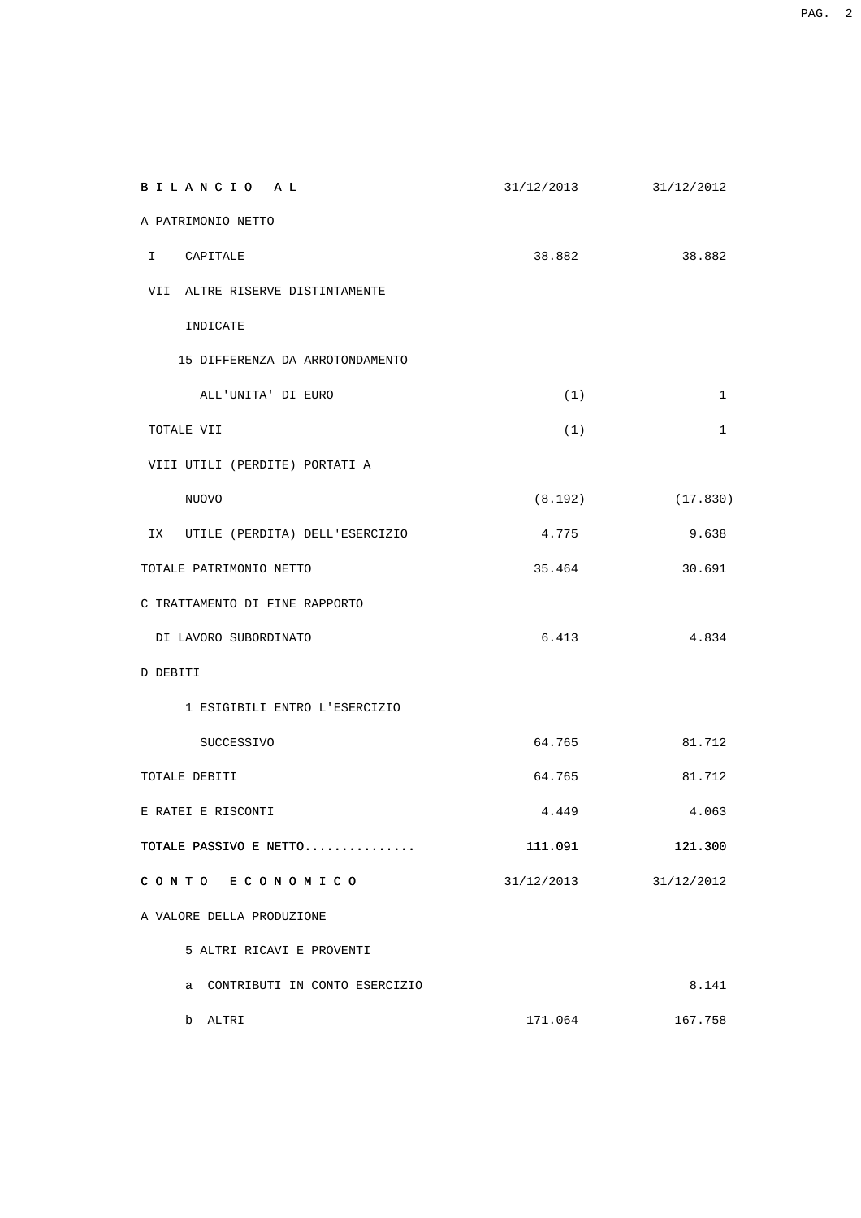| B I L A N C I O   A L | 31/12/2013 | 31/12/2012 |
|---|---|---|
| A PATRIMONIO NETTO | | |
| I   CAPITALE | 38.882 | 38.882 |
| VII  ALTRE RISERVE DISTINTAMENTE INDICATE | | |
| 15 DIFFERENZA DA ARROTONDAMENTO ALL'UNITA' DI EURO | (1) | 1 |
| TOTALE VII | (1) | 1 |
| VIII UTILI (PERDITE) PORTATI A NUOVO | (8.192) | (17.830) |
| IX   UTILE (PERDITA) DELL'ESERCIZIO | 4.775 | 9.638 |
| TOTALE PATRIMONIO NETTO | 35.464 | 30.691 |
| C TRATTAMENTO DI FINE RAPPORTO DI LAVORO SUBORDINATO | 6.413 | 4.834 |
| D DEBITI | | |
| 1 ESIGIBILI ENTRO L'ESERCIZIO SUCCESSIVO | 64.765 | 81.712 |
| TOTALE DEBITI | 64.765 | 81.712 |
| E RATEI E RISCONTI | 4.449 | 4.063 |
| **TOTALE PASSIVO E NETTO...............** | **111.091** | **121.300** |

| C O N T O   E C O N O M I C O | 31/12/2013 | 31/12/2012 |
|---|---|---|
| A VALORE DELLA PRODUZIONE | | |
| 5 ALTRI RICAVI E PROVENTI | | |
| a  CONTRIBUTI IN CONTO ESERCIZIO | | 8.141 |
| b  ALTRI | 171.064 | 167.758 |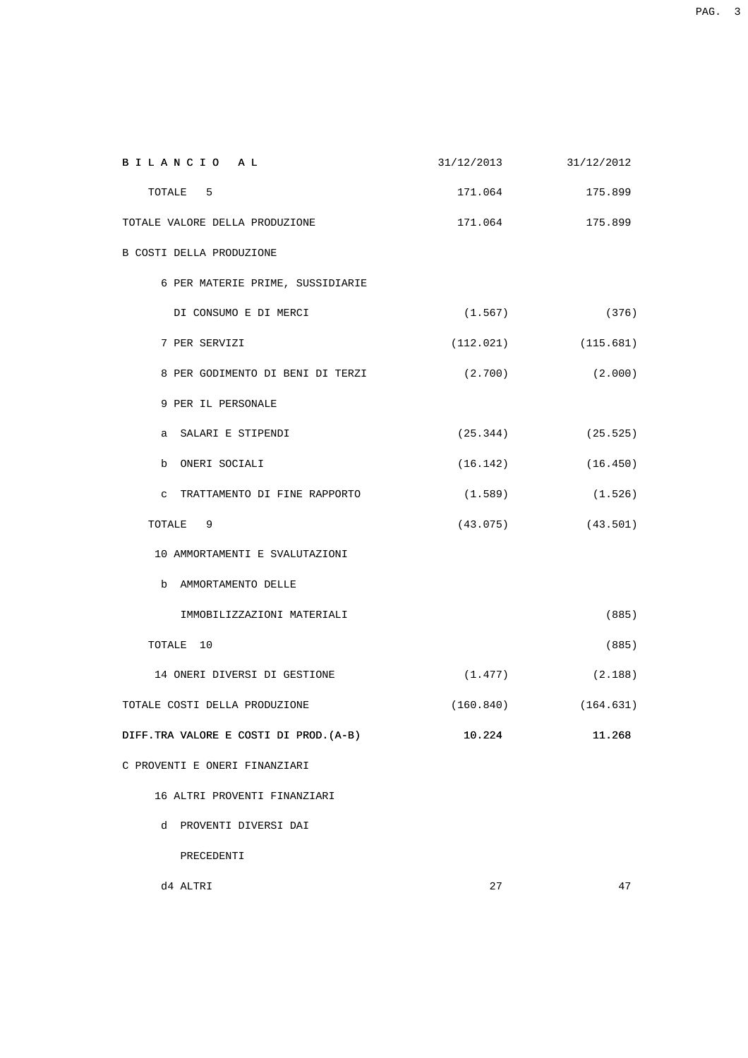| B I L A N C I O   A L | 31/12/2013 | 31/12/2012 |
|---|---|---|
| TOTALE 5 | 171.064 | 175.899 |
| TOTALE VALORE DELLA PRODUZIONE | 171.064 | 175.899 |
| B COSTI DELLA PRODUZIONE | | |
| 6 PER MATERIE PRIME, SUSSIDIARIE | | |
| DI CONSUMO E DI MERCI | (1.567) | (376) |
| 7 PER SERVIZI | (112.021) | (115.681) |
| 8 PER GODIMENTO DI BENI DI TERZI | (2.700) | (2.000) |
| 9 PER IL PERSONALE | | |
| a SALARI E STIPENDI | (25.344) | (25.525) |
| b ONERI SOCIALI | (16.142) | (16.450) |
| c TRATTAMENTO DI FINE RAPPORTO | (1.589) | (1.526) |
| TOTALE 9 | (43.075) | (43.501) |
| 10 AMMORTAMENTI E SVALUTAZIONI | | |
| b AMMORTAMENTO DELLE | | |
| IMMOBILIZZAZIONI MATERIALI | | (885) |
| TOTALE 10 | | (885) |
| 14 ONERI DIVERSI DI GESTIONE | (1.477) | (2.188) |
| TOTALE COSTI DELLA PRODUZIONE | (160.840) | (164.631) |
| **DIFF.TRA VALORE E COSTI DI PROD.(A-B)** | **10.224** | **11.268** |
| C PROVENTI E ONERI FINANZIARI | | |
| 16 ALTRI PROVENTI FINANZIARI | | |
| d PROVENTI DIVERSI DAI | | |
| PRECEDENTI | | |
| d4 ALTRI | 27 | 47 |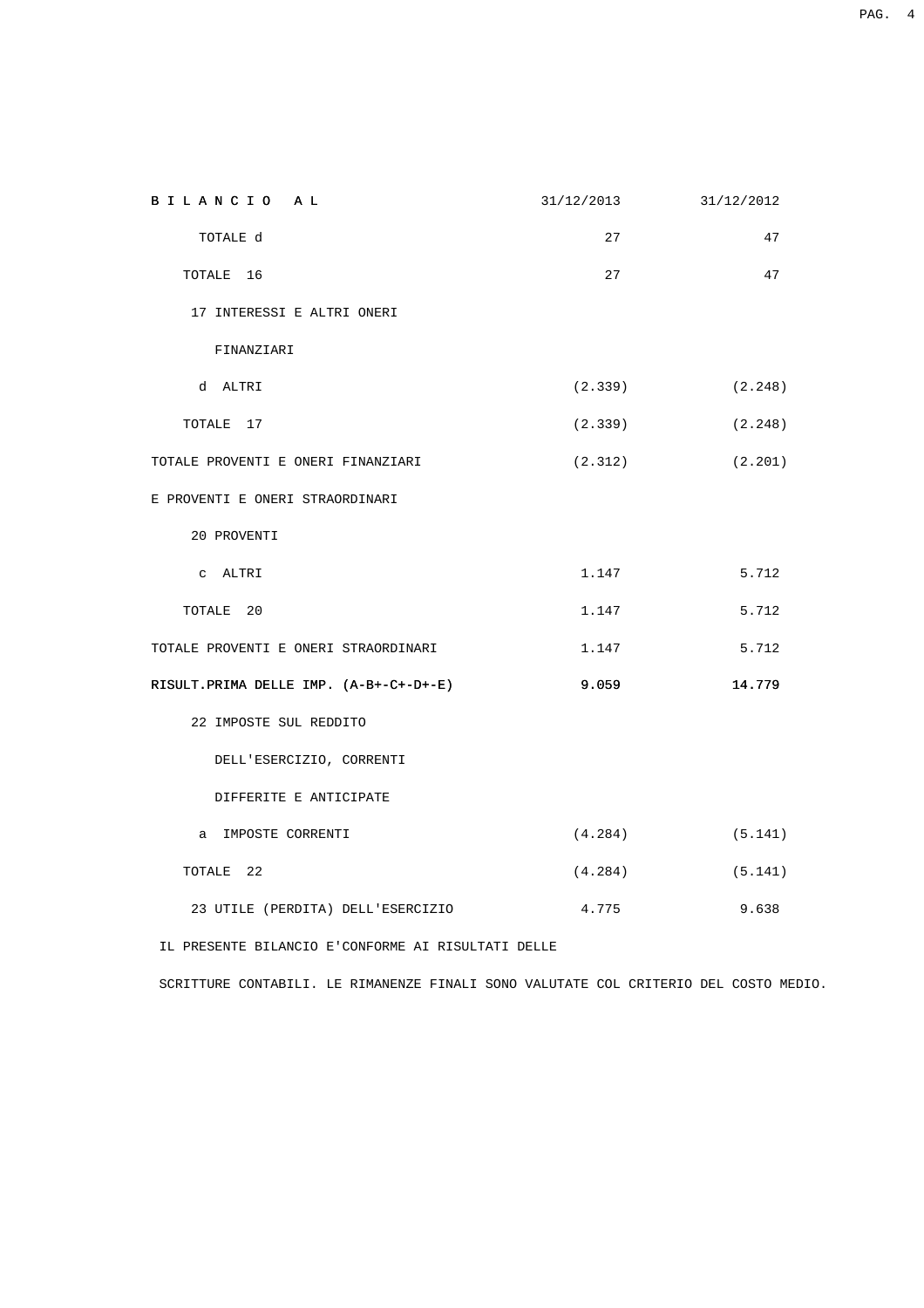| B I L A N C I O   A L | 31/12/2013 | 31/12/2012 |
|---|---|---|
| TOTALE d | 27 | 47 |
| TOTALE 16 | 27 | 47 |
| 17 INTERESSI E ALTRI ONERI FINANZIARI | | |
| d ALTRI | (2.339) | (2.248) |
| TOTALE 17 | (2.339) | (2.248) |
| TOTALE PROVENTI E ONERI FINANZIARI | (2.312) | (2.201) |
| E PROVENTI E ONERI STRAORDINARI | | |
| 20 PROVENTI | | |
| c ALTRI | 1.147 | 5.712 |
| TOTALE 20 | 1.147 | 5.712 |
| TOTALE PROVENTI E ONERI STRAORDINARI | 1.147 | 5.712 |
| **RISULT.PRIMA DELLE IMP. (A-B+-C+-D+-E)** | **9.059** | **14.779** |
| 22 IMPOSTE SUL REDDITO DELL'ESERCIZIO, CORRENTI DIFFERITE E ANTICIPATE | | |
| a IMPOSTE CORRENTI | (4.284) | (5.141) |
| TOTALE 22 | (4.284) | (5.141) |
| 23 UTILE (PERDITA) DELL'ESERCIZIO | 4.775 | 9.638 |

IL PRESENTE BILANCIO E'CONFORME AI RISULTATI DELLE SCRITTURE CONTABILI. LE RIMANENZE FINALI SONO VALUTATE COL CRITERIO DEL COSTO MEDIO.